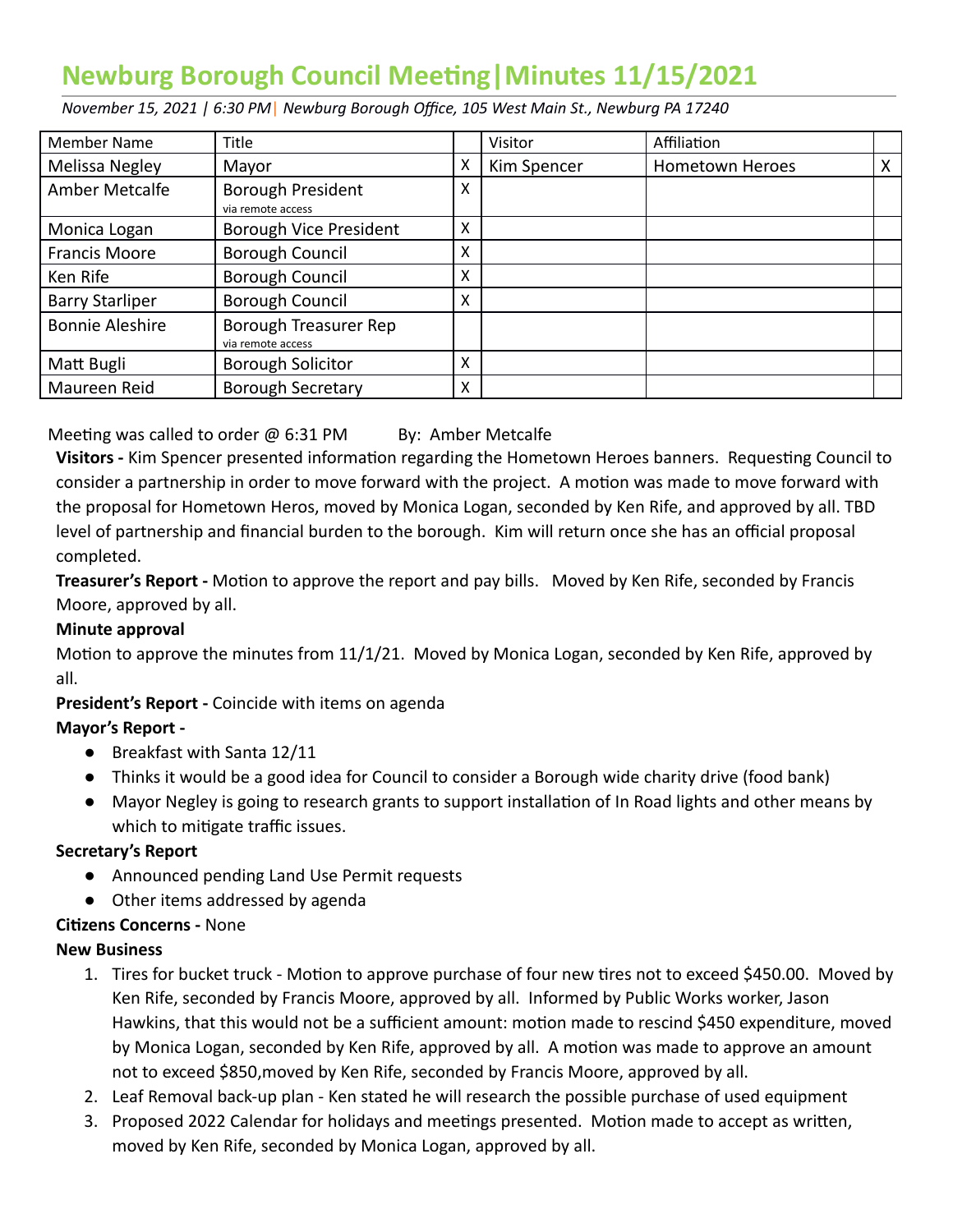# Newburg Borough Council Meeting|Minutes 11/15/2021

*November 15, 2021 | 6:30 PM| Newburg Borough Office, 105 West Main St., Newburg PA 17240*

| Member Name | Title | | Visitor | Affiliation | |
|---|---|---|---|---|---|
| Melissa Negley | Mayor | X | Kim Spencer | Hometown Heroes | X |
| Amber Metcalfe | Borough President via remote access | X | | | |
| Monica Logan | Borough Vice President | X | | | |
| Francis Moore | Borough Council | X | | | |
| Ken Rife | Borough Council | X | | | |
| Barry Starliper | Borough Council | X | | | |
| Bonnie Aleshire | Borough Treasurer Rep via remote access | | | | |
| Matt Bugli | Borough Solicitor | X | | | |
| Maureen Reid | Borough Secretary | X | | | |

Meeting was called to order @ 6:31 PM By: Amber Metcalfe

**Visitors -** Kim Spencer presented information regarding the Hometown Heroes banners. Requesting Council to consider a partnership in order to move forward with the project. A motion was made to move forward with the proposal for Hometown Heros, moved by Monica Logan, seconded by Ken Rife, and approved by all. TBD level of partnership and financial burden to the borough. Kim will return once she has an official proposal completed.

**Treasurer's Report -** Motion to approve the report and pay bills. Moved by Ken Rife, seconded by Francis Moore, approved by all.

**Minute approval**

Motion to approve the minutes from 11/1/21. Moved by Monica Logan, seconded by Ken Rife, approved by all.

**President's Report -** Coincide with items on agenda

**Mayor's Report -**

- Breakfast with Santa 12/11
- Thinks it would be a good idea for Council to consider a Borough wide charity drive (food bank)
- Mayor Negley is going to research grants to support installation of In Road lights and other means by which to mitigate traffic issues.

**Secretary's Report**

- Announced pending Land Use Permit requests
- Other items addressed by agenda

**Citizens Concerns -** None

**New Business**

1. Tires for bucket truck - Motion to approve purchase of four new tires not to exceed $450.00. Moved by Ken Rife, seconded by Francis Moore, approved by all. Informed by Public Works worker, Jason Hawkins, that this would not be a sufficient amount: motion made to rescind $450 expenditure, moved by Monica Logan, seconded by Ken Rife, approved by all. A motion was made to approve an amount not to exceed $850,moved by Ken Rife, seconded by Francis Moore, approved by all.
2. Leaf Removal back-up plan - Ken stated he will research the possible purchase of used equipment
3. Proposed 2022 Calendar for holidays and meetings presented. Motion made to accept as written, moved by Ken Rife, seconded by Monica Logan, approved by all.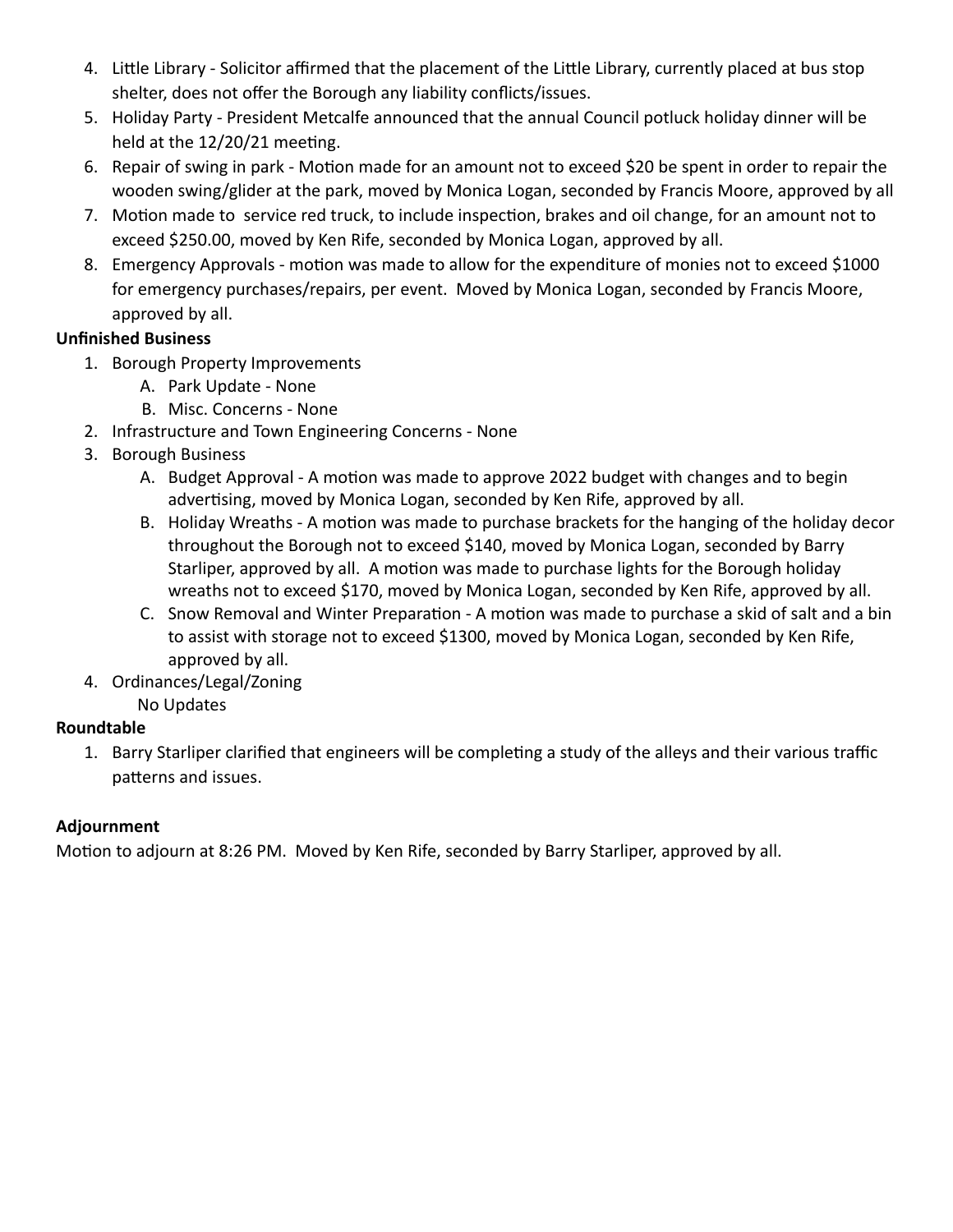4. Little Library - Solicitor affirmed that the placement of the Little Library, currently placed at bus stop shelter, does not offer the Borough any liability conflicts/issues.
5. Holiday Party - President Metcalfe announced that the annual Council potluck holiday dinner will be held at the 12/20/21 meeting.
6. Repair of swing in park - Motion made for an amount not to exceed $20 be spent in order to repair the wooden swing/glider at the park, moved by Monica Logan, seconded by Francis Moore, approved by all
7. Motion made to service red truck, to include inspection, brakes and oil change, for an amount not to exceed $250.00, moved by Ken Rife, seconded by Monica Logan, approved by all.
8. Emergency Approvals - motion was made to allow for the expenditure of monies not to exceed $1000 for emergency purchases/repairs, per event. Moved by Monica Logan, seconded by Francis Moore, approved by all.

**Unfinished Business**

1. Borough Property Improvements
   A. Park Update - None
   B. Misc. Concerns - None
2. Infrastructure and Town Engineering Concerns - None
3. Borough Business
   A. Budget Approval - A motion was made to approve 2022 budget with changes and to begin advertising, moved by Monica Logan, seconded by Ken Rife, approved by all.
   B. Holiday Wreaths - A motion was made to purchase brackets for the hanging of the holiday decor throughout the Borough not to exceed $140, moved by Monica Logan, seconded by Barry Starliper, approved by all. A motion was made to purchase lights for the Borough holiday wreaths not to exceed $170, moved by Monica Logan, seconded by Ken Rife, approved by all.
   C. Snow Removal and Winter Preparation - A motion was made to purchase a skid of salt and a bin to assist with storage not to exceed $1300, moved by Monica Logan, seconded by Ken Rife, approved by all.
4. Ordinances/Legal/Zoning
   No Updates

**Roundtable**

1. Barry Starliper clarified that engineers will be completing a study of the alleys and their various traffic patterns and issues.

**Adjournment**

Motion to adjourn at 8:26 PM. Moved by Ken Rife, seconded by Barry Starliper, approved by all.